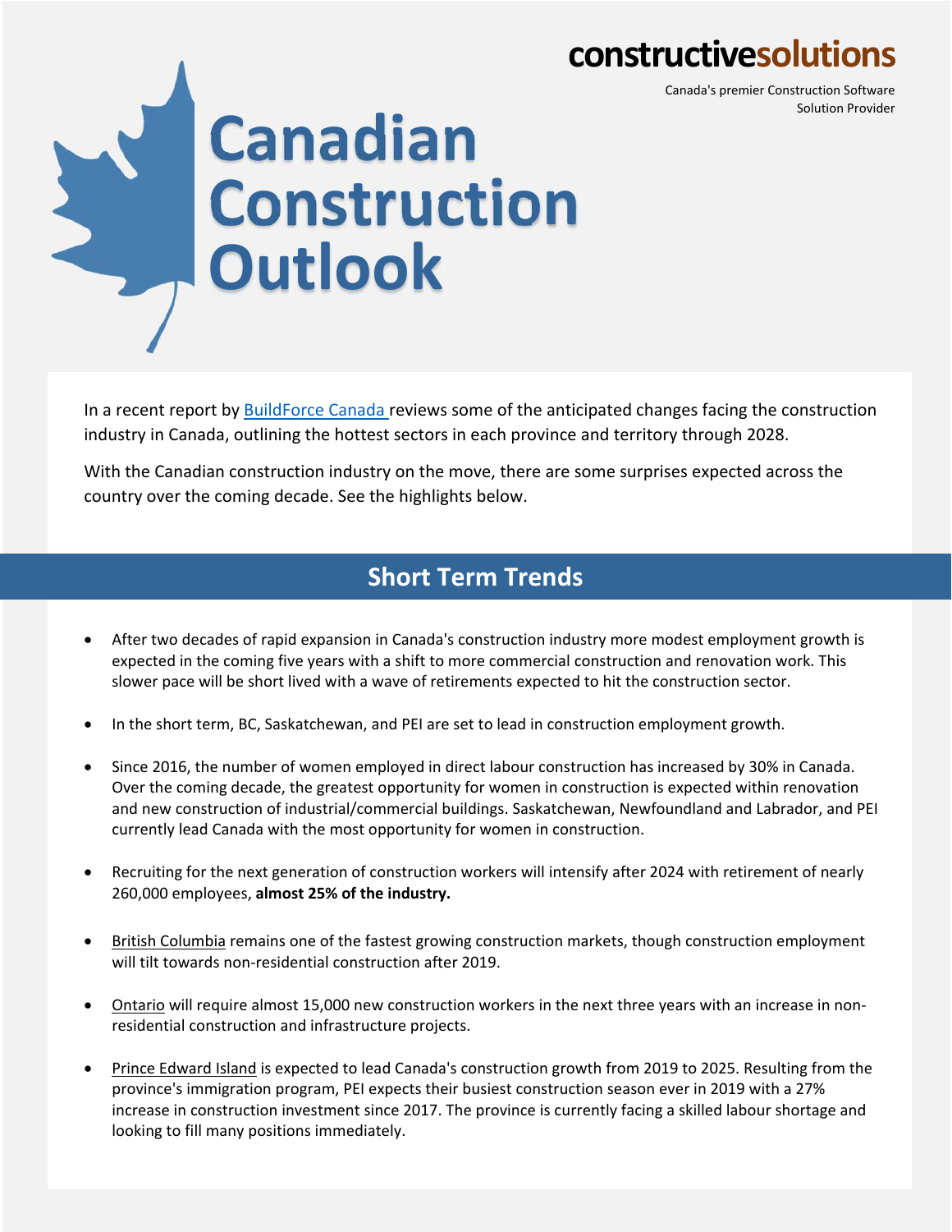**constructivesolutions**

Canada's premier Construction Software Solution Provider

# Canadian Construction Outlook

In a recent report by BuildForce Canada reviews some of the anticipated changes facing the construction industry in Canada, outlining the hottest sectors in each province and territory through 2028.

With the Canadian construction industry on the move, there are some surprises expected across the country over the coming decade. See the highlights below.

## Short Term Trends

- After two decades of rapid expansion in Canada's construction industry more modest employment growth is expected in the coming five years with a shift to more commercial construction and renovation work. This slower pace will be short lived with a wave of retirements expected to hit the construction sector.
- In the short term, BC, Saskatchewan, and PEI are set to lead in construction employment growth.
- Since 2016, the number of women employed in direct labour construction has increased by 30% in Canada. Over the coming decade, the greatest opportunity for women in construction is expected within renovation and new construction of industrial/commercial buildings. Saskatchewan, Newfoundland and Labrador, and PEI currently lead Canada with the most opportunity for women in construction.
- Recruiting for the next generation of construction workers will intensify after 2024 with retirement of nearly 260,000 employees, **almost 25% of the industry.**
- British Columbia remains one of the fastest growing construction markets, though construction employment will tilt towards non-residential construction after 2019.
- Ontario will require almost 15,000 new construction workers in the next three years with an increase in non-residential construction and infrastructure projects.
- Prince Edward Island is expected to lead Canada's construction growth from 2019 to 2025. Resulting from the province's immigration program, PEI expects their busiest construction season ever in 2019 with a 27% increase in construction investment since 2017. The province is currently facing a skilled labour shortage and looking to fill many positions immediately.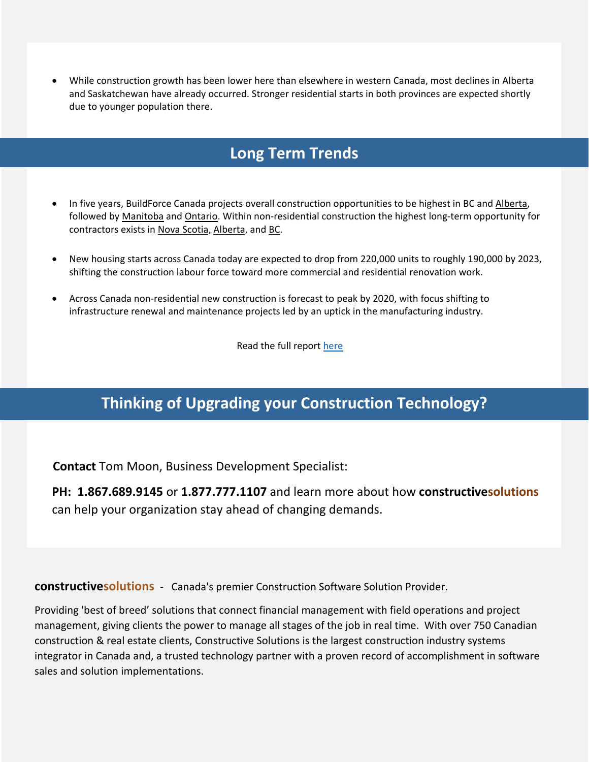- While construction growth has been lower here than elsewhere in western Canada, most declines in Alberta and Saskatchewan have already occurred. Stronger residential starts in both provinces are expected shortly due to younger population there.

## Long Term Trends

- In five years, BuildForce Canada projects overall construction opportunities to be highest in BC and Alberta, followed by Manitoba and Ontario. Within non-residential construction the highest long-term opportunity for contractors exists in Nova Scotia, Alberta, and BC.

- New housing starts across Canada today are expected to drop from 220,000 units to roughly 190,000 by 2023, shifting the construction labour force toward more commercial and residential renovation work.

- Across Canada non-residential new construction is forecast to peak by 2020, with focus shifting to infrastructure renewal and maintenance projects led by an uptick in the manufacturing industry.

Read the full report here

## Thinking of Upgrading your Construction Technology?

**Contact** Tom Moon, Business Development Specialist:

**PH: 1.867.689.9145** or **1.877.777.1107** and learn more about how **constructivesolutions** can help your organization stay ahead of changing demands.

**constructivesolutions** - Canada's premier Construction Software Solution Provider.

Providing 'best of breed' solutions that connect financial management with field operations and project management, giving clients the power to manage all stages of the job in real time. With over 750 Canadian construction & real estate clients, Constructive Solutions is the largest construction industry systems integrator in Canada and, a trusted technology partner with a proven record of accomplishment in software sales and solution implementations.